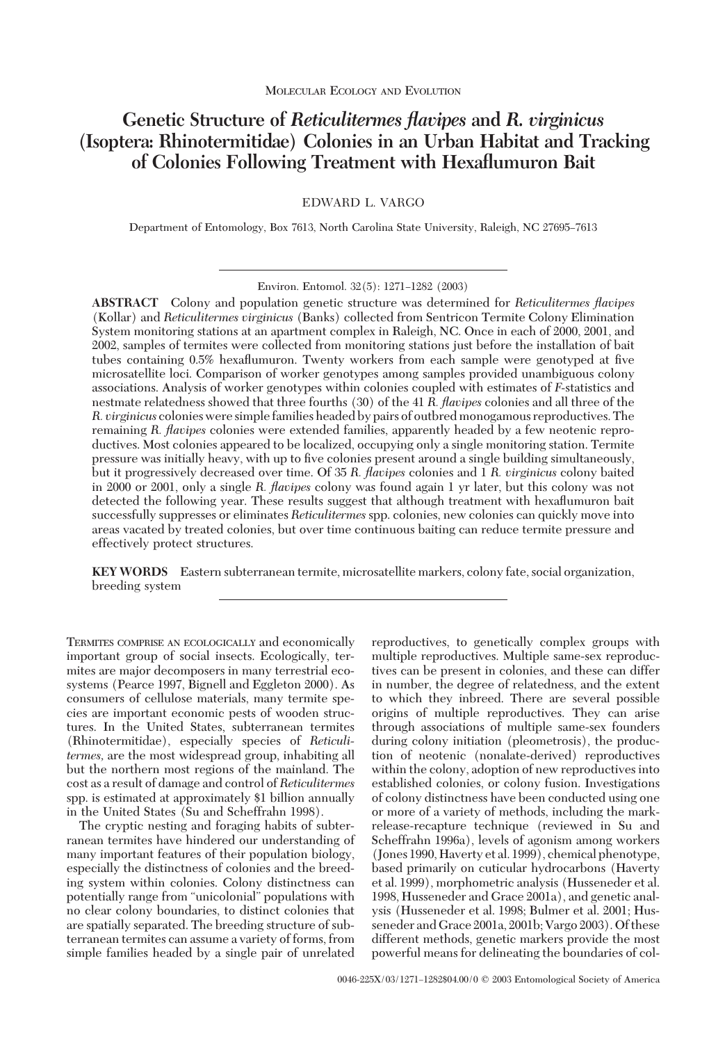Molecular Ecology and Evolution

# Genetic Structure of *Reticulitermes flavipes* and *R. virginicus* (Isoptera: Rhinotermitidae) Colonies in an Urban Habitat and Tracking of Colonies Following Treatment with Hexaflumuron Bait

EDWARD L. VARGO

Department of Entomology, Box 7613, North Carolina State University, Raleigh, NC 27695–7613

Environ. Entomol. 32(5): 1271–1282 (2003)

**ABSTRACT** Colony and population genetic structure was determined for *Reticulitermes flavipes* (Kollar) and *Reticulitermes virginicus* (Banks) collected from Sentricon Termite Colony Elimination System monitoring stations at an apartment complex in Raleigh, NC. Once in each of 2000, 2001, and 2002, samples of termites were collected from monitoring stations just before the installation of bait tubes containing 0.5% hexaflumuron. Twenty workers from each sample were genotyped at five microsatellite loci. Comparison of worker genotypes among samples provided unambiguous colony associations. Analysis of worker genotypes within colonies coupled with estimates of *F*-statistics and nestmate relatedness showed that three fourths (30) of the 41 *R. flavipes* colonies and all three of the *R. virginicus* colonies were simple families headed by pairs of outbred monogamous reproductives. The remaining *R. flavipes* colonies were extended families, apparently headed by a few neotenic reproductives. Most colonies appeared to be localized, occupying only a single monitoring station. Termite pressure was initially heavy, with up to five colonies present around a single building simultaneously, but it progressively decreased over time. Of 35 *R. flavipes* colonies and 1 *R. virginicus* colony baited in 2000 or 2001, only a single *R. flavipes* colony was found again 1 yr later, but this colony was not detected the following year. These results suggest that although treatment with hexaflumuron bait successfully suppresses or eliminates *Reticulitermes* spp. colonies, new colonies can quickly move into areas vacated by treated colonies, but over time continuous baiting can reduce termite pressure and effectively protect structures.

**KEY WORDS** Eastern subterranean termite, microsatellite markers, colony fate, social organization, breeding system

Termites comprise an ecologically and economically important group of social insects. Ecologically, termites are major decomposers in many terrestrial ecosystems (Pearce 1997, Bignell and Eggleton 2000). As consumers of cellulose materials, many termite species are important economic pests of wooden structures. In the United States, subterranean termites (Rhinotermitidae), especially species of *Reticulitermes*, are the most widespread group, inhabiting all but the northern most regions of the mainland. The cost as a result of damage and control of *Reticulitermes* spp. is estimated at approximately $1 billion annually in the United States (Su and Scheffrahn 1998).

The cryptic nesting and foraging habits of subterranean termites have hindered our understanding of many important features of their population biology, especially the distinctness of colonies and the breeding system within colonies. Colony distinctness can potentially range from "unicolonial" populations with no clear colony boundaries, to distinct colonies that are spatially separated. The breeding structure of subterranean termites can assume a variety of forms, from simple families headed by a single pair of unrelated reproductives, to genetically complex groups with multiple reproductives. Multiple same-sex reproductives can be present in colonies, and these can differ in number, the degree of relatedness, and the extent to which they inbreed. There are several possible origins of multiple reproductives. They can arise through associations of multiple same-sex founders during colony initiation (pleometrosis), the production of neotenic (nonalate-derived) reproductives within the colony, adoption of new reproductives into established colonies, or colony fusion. Investigations of colony distinctness have been conducted using one or more of a variety of methods, including the mark-release-recapture technique (reviewed in Su and Scheffrahn 1996a), levels of agonism among workers (Jones 1990, Haverty et al. 1999), chemical phenotype, based primarily on cuticular hydrocarbons (Haverty et al. 1999), morphometric analysis (Husseneder et al. 1998, Husseneder and Grace 2001a), and genetic analysis (Husseneder et al. 1998; Bulmer et al. 2001; Husseneder and Grace 2001a, 2001b; Vargo 2003). Of these different methods, genetic markers provide the most powerful means for delineating the boundaries of col-

0046-225X/03/1271–1282$04.00/0 © 2003 Entomological Society of America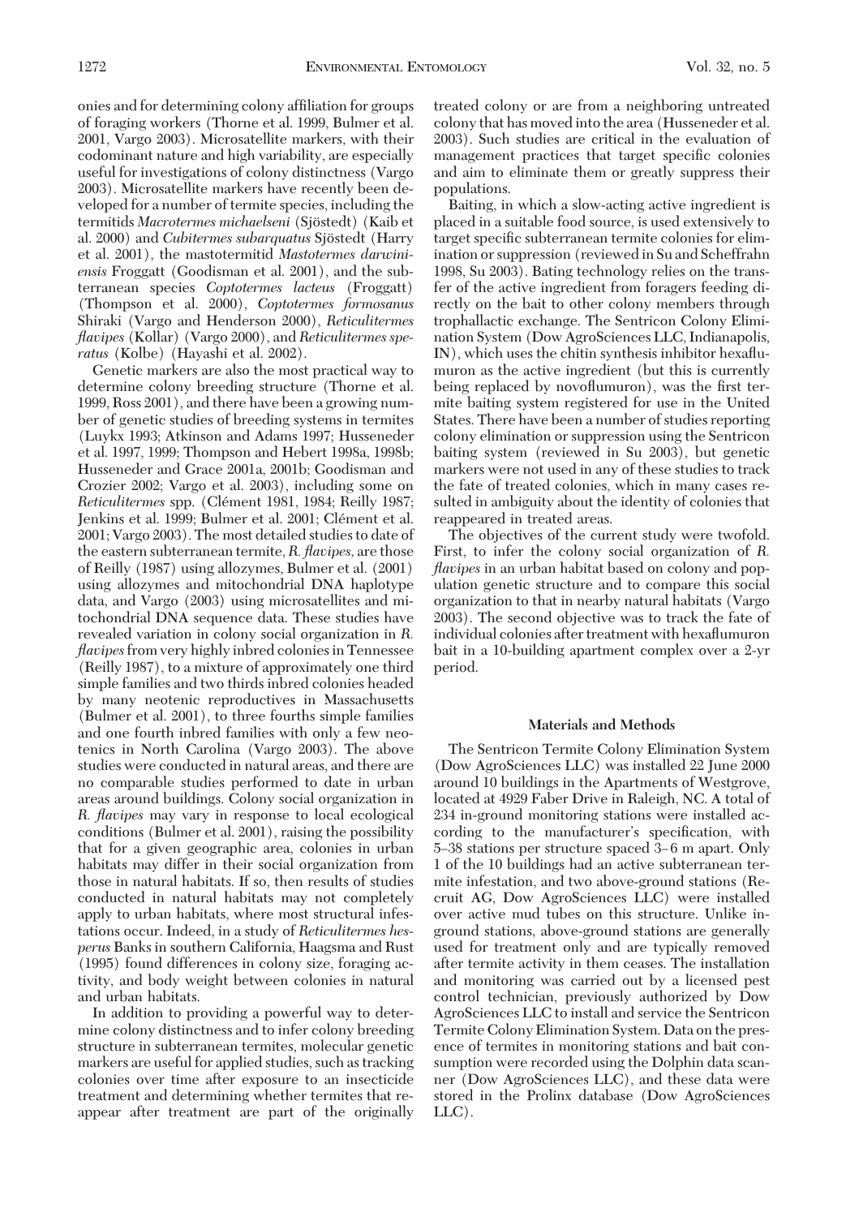onies and for determining colony affiliation for groups of foraging workers (Thorne et al. 1999, Bulmer et al. 2001, Vargo 2003). Microsatellite markers, with their codominant nature and high variability, are especially useful for investigations of colony distinctness (Vargo 2003). Microsatellite markers have recently been developed for a number of termite species, including the termitids *Macrotermes michaelseni* (Sjöstedt) (Kaib et al. 2000) and *Cubitermes subarquatus* Sjöstedt (Harry et al. 2001), the mastotermitid *Mastotermes darwiniensis* Froggatt (Goodisman et al. 2001), and the subterranean species *Coptotermes lacteus* (Froggatt) (Thompson et al. 2000), *Coptotermes formosanus* Shiraki (Vargo and Henderson 2000), *Reticulitermes flavipes* (Kollar) (Vargo 2000), and *Reticulitermes speratus* (Kolbe) (Hayashi et al. 2002).

Genetic markers are also the most practical way to determine colony breeding structure (Thorne et al. 1999, Ross 2001), and there have been a growing number of genetic studies of breeding systems in termites (Luykx 1993; Atkinson and Adams 1997; Husseneder et al. 1997, 1999; Thompson and Hebert 1998a, 1998b; Husseneder and Grace 2001a, 2001b; Goodisman and Crozier 2002; Vargo et al. 2003), including some on *Reticulitermes* spp. (Clément 1981, 1984; Reilly 1987; Jenkins et al. 1999; Bulmer et al. 2001; Clément et al. 2001; Vargo 2003). The most detailed studies to date of the eastern subterranean termite, *R. flavipes*, are those of Reilly (1987) using allozymes, Bulmer et al. (2001) using allozymes and mitochondrial DNA haplotype data, and Vargo (2003) using microsatellites and mitochondrial DNA sequence data. These studies have revealed variation in colony social organization in *R. flavipes* from very highly inbred colonies in Tennessee (Reilly 1987), to a mixture of approximately one third simple families and two thirds inbred colonies headed by many neotenic reproductives in Massachusetts (Bulmer et al. 2001), to three fourths simple families and one fourth inbred families with only a few neotenics in North Carolina (Vargo 2003). The above studies were conducted in natural areas, and there are no comparable studies performed to date in urban areas around buildings. Colony social organization in *R. flavipes* may vary in response to local ecological conditions (Bulmer et al. 2001), raising the possibility that for a given geographic area, colonies in urban habitats may differ in their social organization from those in natural habitats. If so, then results of studies conducted in natural habitats may not completely apply to urban habitats, where most structural infestations occur. Indeed, in a study of *Reticulitermes hesperus* Banks in southern California, Haagsma and Rust (1995) found differences in colony size, foraging activity, and body weight between colonies in natural and urban habitats.

In addition to providing a powerful way to determine colony distinctness and to infer colony breeding structure in subterranean termites, molecular genetic markers are useful for applied studies, such as tracking colonies over time after exposure to an insecticide treatment and determining whether termites that reappear after treatment are part of the originally treated colony or are from a neighboring untreated colony that has moved into the area (Husseneder et al. 2003). Such studies are critical in the evaluation of management practices that target specific colonies and aim to eliminate them or greatly suppress their populations.

Baiting, in which a slow-acting active ingredient is placed in a suitable food source, is used extensively to target specific subterranean termite colonies for elimination or suppression (reviewed in Su and Scheffrahn 1998, Su 2003). Bating technology relies on the transfer of the active ingredient from foragers feeding directly on the bait to other colony members through trophallactic exchange. The Sentricon Colony Elimination System (Dow AgroSciences LLC, Indianapolis, IN), which uses the chitin synthesis inhibitor hexaflumuron as the active ingredient (but this is currently being replaced by novoflumuron), was the first termite baiting system registered for use in the United States. There have been a number of studies reporting colony elimination or suppression using the Sentricon baiting system (reviewed in Su 2003), but genetic markers were not used in any of these studies to track the fate of treated colonies, which in many cases resulted in ambiguity about the identity of colonies that reappeared in treated areas.

The objectives of the current study were twofold. First, to infer the colony social organization of *R. flavipes* in an urban habitat based on colony and population genetic structure and to compare this social organization to that in nearby natural habitats (Vargo 2003). The second objective was to track the fate of individual colonies after treatment with hexaflumuron bait in a 10-building apartment complex over a 2-yr period.

## Materials and Methods

The Sentricon Termite Colony Elimination System (Dow AgroSciences LLC) was installed 22 June 2000 around 10 buildings in the Apartments of Westgrove, located at 4929 Faber Drive in Raleigh, NC. A total of 234 in-ground monitoring stations were installed according to the manufacturer's specification, with 5–38 stations per structure spaced 3–6 m apart. Only 1 of the 10 buildings had an active subterranean termite infestation, and two above-ground stations (Recruit AG, Dow AgroSciences LLC) were installed over active mud tubes on this structure. Unlike in-ground stations, above-ground stations are generally used for treatment only and are typically removed after termite activity in them ceases. The installation and monitoring was carried out by a licensed pest control technician, previously authorized by Dow AgroSciences LLC to install and service the Sentricon Termite Colony Elimination System. Data on the presence of termites in monitoring stations and bait consumption were recorded using the Dolphin data scanner (Dow AgroSciences LLC), and these data were stored in the Prolinx database (Dow AgroSciences LLC).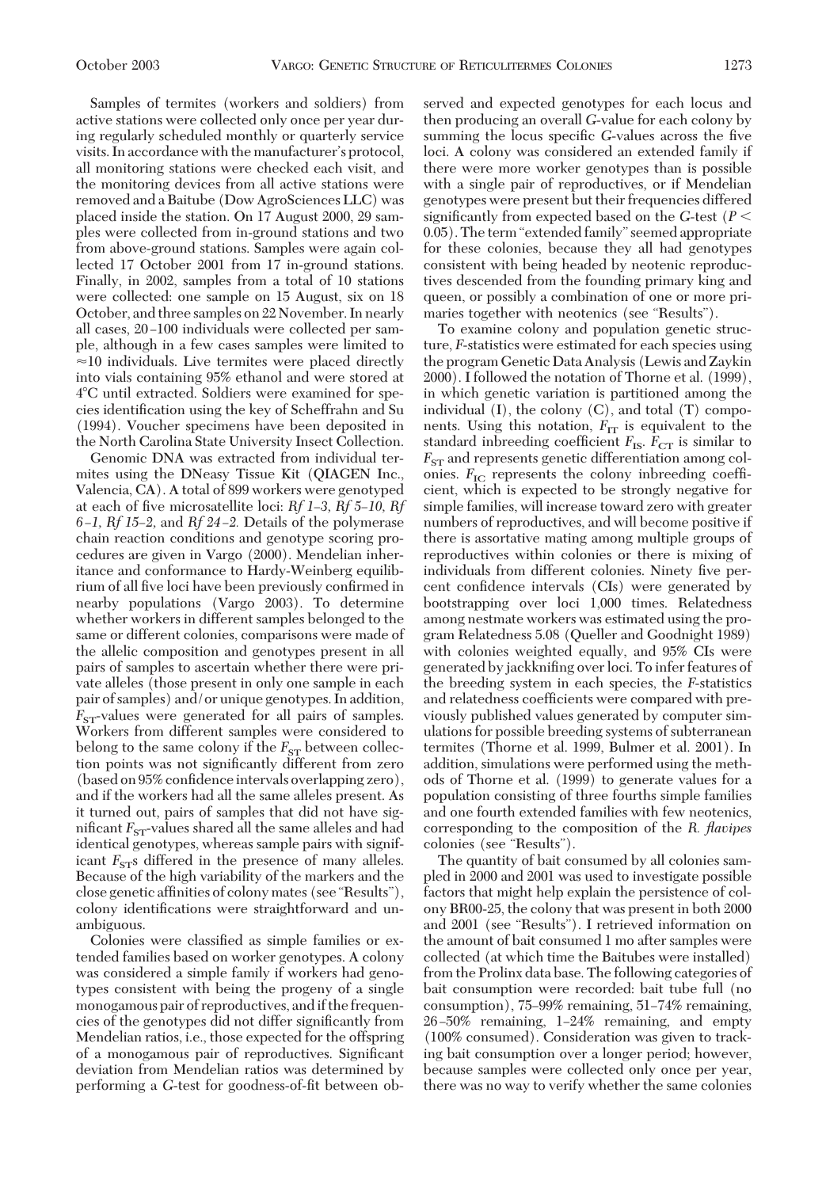Samples of termites (workers and soldiers) from active stations were collected only once per year during regularly scheduled monthly or quarterly service visits. In accordance with the manufacturer's protocol, all monitoring stations were checked each visit, and the monitoring devices from all active stations were removed and a Baitube (Dow AgroSciences LLC) was placed inside the station. On 17 August 2000, 29 samples were collected from in-ground stations and two from above-ground stations. Samples were again collected 17 October 2001 from 17 in-ground stations. Finally, in 2002, samples from a total of 10 stations were collected: one sample on 15 August, six on 18 October, and three samples on 22 November. In nearly all cases, 20–100 individuals were collected per sample, although in a few cases samples were limited to ≈10 individuals. Live termites were placed directly into vials containing 95% ethanol and were stored at 4°C until extracted. Soldiers were examined for species identification using the key of Scheffrahn and Su (1994). Voucher specimens have been deposited in the North Carolina State University Insect Collection.

Genomic DNA was extracted from individual termites using the DNeasy Tissue Kit (QIAGEN Inc., Valencia, CA). A total of 899 workers were genotyped at each of five microsatellite loci: *Rf 1–3, Rf 5–10, Rf 6–1, Rf 15–2*, and *Rf 24–2.* Details of the polymerase chain reaction conditions and genotype scoring procedures are given in Vargo (2000). Mendelian inheritance and conformance to Hardy-Weinberg equilibrium of all five loci have been previously confirmed in nearby populations (Vargo 2003). To determine whether workers in different samples belonged to the same or different colonies, comparisons were made of the allelic composition and genotypes present in all pairs of samples to ascertain whether there were private alleles (those present in only one sample in each pair of samples) and/or unique genotypes. In addition, $F_{ST}$-values were generated for all pairs of samples. Workers from different samples were considered to belong to the same colony if the $F_{ST}$ between collection points was not significantly different from zero (based on 95% confidence intervals overlapping zero), and if the workers had all the same alleles present. As it turned out, pairs of samples that did not have significant $F_{ST}$-values shared all the same alleles and had identical genotypes, whereas sample pairs with significant $F_{ST}$s differed in the presence of many alleles. Because of the high variability of the markers and the close genetic affinities of colony mates (see "Results"), colony identifications were straightforward and unambiguous.

Colonies were classified as simple families or extended families based on worker genotypes. A colony was considered a simple family if workers had genotypes consistent with being the progeny of a single monogamous pair of reproductives, and if the frequencies of the genotypes did not differ significantly from Mendelian ratios, i.e., those expected for the offspring of a monogamous pair of reproductives. Significant deviation from Mendelian ratios was determined by performing a *G*-test for goodness-of-fit between observed and expected genotypes for each locus and then producing an overall *G*-value for each colony by summing the locus specific *G*-values across the five loci. A colony was considered an extended family if there were more worker genotypes than is possible with a single pair of reproductives, or if Mendelian genotypes were present but their frequencies differed significantly from expected based on the *G*-test ($P < 0.05$). The term "extended family" seemed appropriate for these colonies, because they all had genotypes consistent with being headed by neotenic reproductives descended from the founding primary king and queen, or possibly a combination of one or more primaries together with neotenics (see "Results").

To examine colony and population genetic structure, *F*-statistics were estimated for each species using the program Genetic Data Analysis (Lewis and Zaykin 2000). I followed the notation of Thorne et al. (1999), in which genetic variation is partitioned among the individual (I), the colony (C), and total (T) components. Using this notation, $F_{IT}$ is equivalent to the standard inbreeding coefficient $F_{IS}$. $F_{CT}$ is similar to $F_{ST}$ and represents genetic differentiation among colonies. $F_{IC}$ represents the colony inbreeding coefficient, which is expected to be strongly negative for simple families, will increase toward zero with greater numbers of reproductives, and will become positive if there is assortative mating among multiple groups of reproductives within colonies or there is mixing of individuals from different colonies. Ninety five percent confidence intervals (CIs) were generated by bootstrapping over loci 1,000 times. Relatedness among nestmate workers was estimated using the program Relatedness 5.08 (Queller and Goodnight 1989) with colonies weighted equally, and 95% CIs were generated by jackknifing over loci. To infer features of the breeding system in each species, the *F*-statistics and relatedness coefficients were compared with previously published values generated by computer simulations for possible breeding systems of subterranean termites (Thorne et al. 1999, Bulmer et al. 2001). In addition, simulations were performed using the methods of Thorne et al. (1999) to generate values for a population consisting of three fourths simple families and one fourth extended families with few neotenics, corresponding to the composition of the *R. flavipes* colonies (see "Results").

The quantity of bait consumed by all colonies sampled in 2000 and 2001 was used to investigate possible factors that might help explain the persistence of colony BR00-25, the colony that was present in both 2000 and 2001 (see "Results"). I retrieved information on the amount of bait consumed 1 mo after samples were collected (at which time the Baitubes were installed) from the Prolinx data base. The following categories of bait consumption were recorded: bait tube full (no consumption), 75–99% remaining, 51–74% remaining, 26–50% remaining, 1–24% remaining, and empty (100% consumed). Consideration was given to tracking bait consumption over a longer period; however, because samples were collected only once per year, there was no way to verify whether the same colonies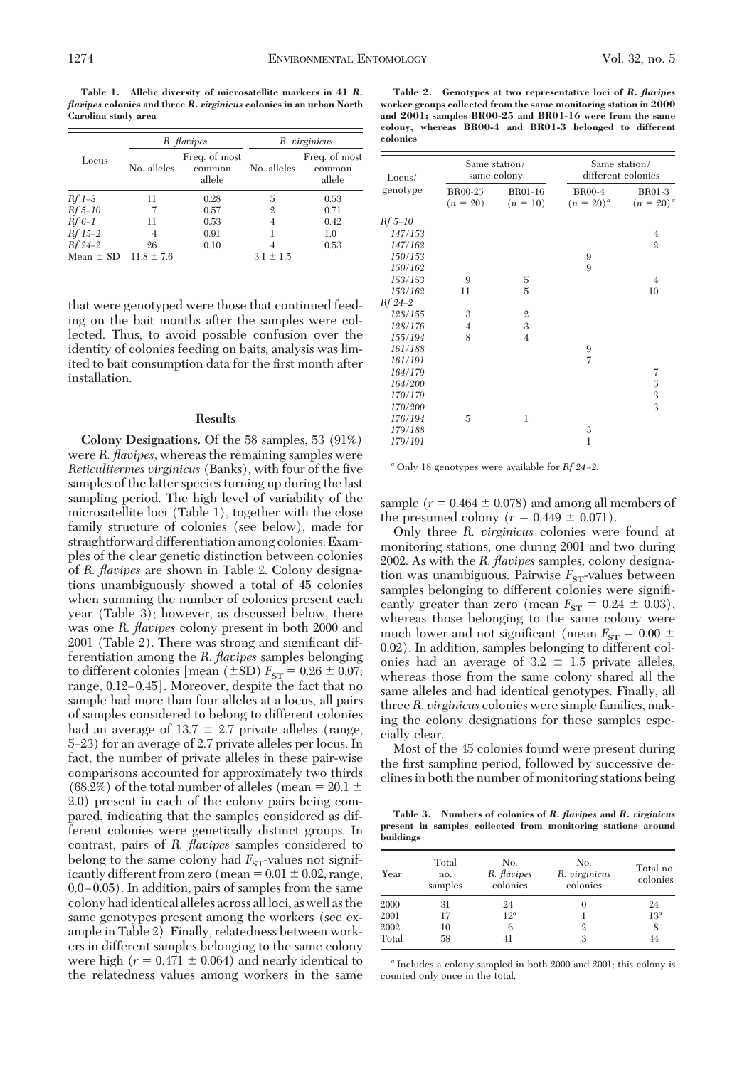**Table 1. Allelic diversity of microsatellite markers in 41 *R. flavipes* colonies and three *R. virginicus* colonies in an urban North Carolina study area**

| Locus | *R. flavipes* | | *R. virginicus* | |
|---|---|---|---|---|
| | No. alleles | Freq. of most common allele | No. alleles | Freq. of most common allele |
| *Rf 1–3* | 11 | 0.28 | 5 | 0.53 |
| *Rf 5–10* | 7 | 0.57 | 2 | 0.71 |
| *Rf 6–1* | 11 | 0.53 | 4 | 0.42 |
| *Rf 15–2* | 4 | 0.91 | 1 | 1.0 |
| *Rf 24–2* | 26 | 0.10 | 4 | 0.53 |
| Mean ± SD | 11.8 ± 7.6 | | 3.1 ± 1.5 | |

that were genotyped were those that continued feeding on the bait months after the samples were collected. Thus, to avoid possible confusion over the identity of colonies feeding on baits, analysis was limited to bait consumption data for the first month after installation.

## Results

**Colony Designations.** Of the 58 samples, 53 (91%) were *R. flavipes*, whereas the remaining samples were *Reticulitermes virginicus* (Banks), with four of the five samples of the latter species turning up during the last sampling period. The high level of variability of the microsatellite loci (Table 1), together with the close family structure of colonies (see below), made for straightforward differentiation among colonies. Examples of the clear genetic distinction between colonies of *R. flavipes* are shown in Table 2. Colony designations unambiguously showed a total of 45 colonies when summing the number of colonies present each year (Table 3); however, as discussed below, there was one *R. flavipes* colony present in both 2000 and 2001 (Table 2). There was strong and significant differentiation among the *R. flavipes* samples belonging to different colonies [mean (±SD) $F_{ST} = 0.26 \pm 0.07$; range, 0.12–0.45]. Moreover, despite the fact that no sample had more than four alleles at a locus, all pairs of samples considered to belong to different colonies had an average of 13.7 ± 2.7 private alleles (range, 5–23) for an average of 2.7 private alleles per locus. In fact, the number of private alleles in these pair-wise comparisons accounted for approximately two thirds (68.2%) of the total number of alleles (mean = 20.1 ± 2.0) present in each of the colony pairs being compared, indicating that the samples considered as different colonies were genetically distinct groups. In contrast, pairs of *R. flavipes* samples considered to belong to the same colony had $F_{ST}$-values not significantly different from zero (mean = 0.01 ± 0.02, range, 0.0–0.05). In addition, pairs of samples from the same colony had identical alleles across all loci, as well as the same genotypes present among the workers (see example in Table 2). Finally, relatedness between workers in different samples belonging to the same colony were high ($r = 0.471 \pm 0.064$) and nearly identical to the relatedness values among workers in the same sample ($r = 0.464 \pm 0.078$) and among all members of the presumed colony ($r = 0.449 \pm 0.071$).

Only three *R. virginicus* colonies were found at monitoring stations, one during 2001 and two during 2002. As with the *R. flavipes* samples, colony designation was unambiguous. Pairwise $F_{ST}$-values between samples belonging to different colonies were significantly greater than zero (mean $F_{ST} = 0.24 \pm 0.03$), whereas those belonging to the same colony were much lower and not significant (mean $F_{ST} = 0.00 \pm 0.02$). In addition, samples belonging to different colonies had an average of 3.2 ± 1.5 private alleles, whereas those from the same colony shared all the same alleles and had identical genotypes. Finally, all three *R. virginicus* colonies were simple families, making the colony designations for these samples especially clear.

Most of the 45 colonies found were present during the first sampling period, followed by successive declines in both the number of monitoring stations being

**Table 2. Genotypes at two representative loci of *R. flavipes* worker groups collected from the same monitoring station in 2000 and 2001; samples BR00-25 and BR01-16 were from the same colony, whereas BR00-4 and BR01-3 belonged to different colonies**

| Locus/ genotype | Same station/ same colony | | Same station/ different colonies | |
|---|---|---|---|---|
| | BR00-25 ($n$ = 20) | BR01-16 ($n$ = 10) | BR00-4 ($n$ = 20)[a] | BR01-3 ($n$ = 20)[a] |
| *Rf 5–10* | | | | |
| 147/153 | | | | 4 |
| 147/162 | | | | 2 |
| 150/153 | | | 9 | |
| 150/162 | | | 9 | |
| 153/153 | 9 | 5 | | 4 |
| 153/162 | 11 | 5 | | 10 |
| *Rf 24–2* | | | | |
| 128/155 | 3 | 2 | | |
| 128/176 | 4 | 3 | | |
| 155/194 | 8 | 4 | | |
| 161/188 | | | 9 | |
| 161/191 | | | 7 | |
| 164/179 | | | | 7 |
| 164/200 | | | | 5 |
| 170/179 | | | | 3 |
| 170/200 | | | | 3 |
| 176/194 | 5 | 1 | | |
| 179/188 | | | 3 | |
| 179/191 | | | 1 | |

[a] Only 18 genotypes were available for *Rf 24–2*.

**Table 3. Numbers of colonies of *R. flavipes* and *R. virginicus* present in samples collected from monitoring stations around buildings**

| Year | Total no. samples | No. *R. flavipes* colonies | No. *R. virginicus* colonies | Total no. colonies |
|---|---|---|---|---|
| 2000 | 31 | 24 | 0 | 24 |
| 2001 | 17 | 12[a] | 1 | 13[a] |
| 2002 | 10 | 6 | 2 | 8 |
| Total | 58 | 41 | 3 | 44 |

[a] Includes a colony sampled in both 2000 and 2001; this colony is counted only once in the total.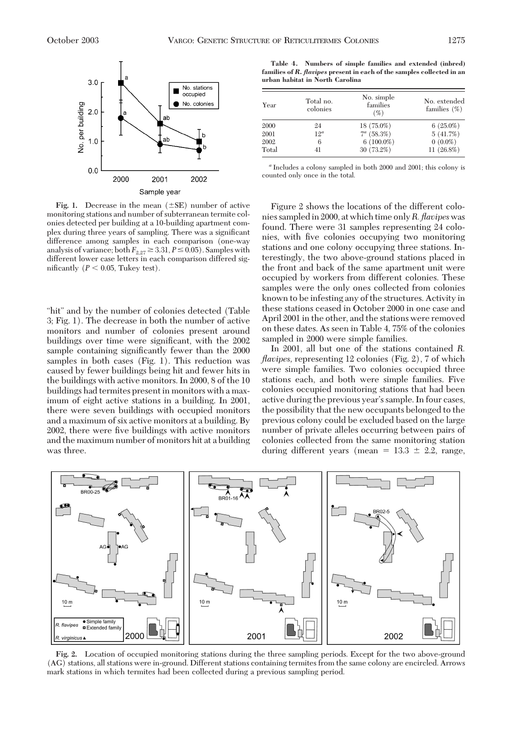Fig. 1. Decrease in the mean (±SE) number of active monitoring stations and number of subterranean termite colonies detected per building at a 10-building apartment complex during three years of sampling. There was a significant difference among samples in each comparison (one-way analysis of variance; both $F_{2,27} \geq 3.31$, $P \leq 0.05$). Samples with different lower case letters in each comparison differed significantly ($P < 0.05$, Tukey test).

"hit" and by the number of colonies detected (Table 3; Fig. 1). The decrease in both the number of active monitors and number of colonies present around buildings over time were significant, with the 2002 sample containing significantly fewer than the 2000 samples in both cases (Fig. 1). This reduction was caused by fewer buildings being hit and fewer hits in the buildings with active monitors. In 2000, 8 of the 10 buildings had termites present in monitors with a maximum of eight active stations in a building. In 2001, there were seven buildings with occupied monitors and a maximum of six active monitors at a building. By 2002, there were five buildings with active monitors and the maximum number of monitors hit at a building was three.

**Table 4. Numbers of simple families and extended (inbred) families of *R. flavipes* present in each of the samples collected in an urban habitat in North Carolina**

| Year | Total no. colonies | No. simple families (%) | No. extended families (%) |
|---|---|---|---|
| 2000 | 24 | 18 (75.0%) | 6 (25.0%) |
| 2001 | 12[a] | 7[a] (58.3%) | 5 (41.7%) |
| 2002 | 6 | 6 (100.0%) | 0 (0.0%) |
| Total | 41 | 30 (73.2%) | 11 (26.8%) |

[a] Includes a colony sampled in both 2000 and 2001; this colony is counted only once in the total.

Figure 2 shows the locations of the different colonies sampled in 2000, at which time only *R. flavipes* was found. There were 31 samples representing 24 colonies, with five colonies occupying two monitoring stations and one colony occupying three stations. Interestingly, the two above-ground stations placed in the front and back of the same apartment unit were occupied by workers from different colonies. These samples were the only ones collected from colonies known to be infesting any of the structures. Activity in these stations ceased in October 2000 in one case and April 2001 in the other, and the stations were removed on these dates. As seen in Table 4, 75% of the colonies sampled in 2000 were simple families.

In 2001, all but one of the stations contained *R. flavipes*, representing 12 colonies (Fig. 2), 7 of which were simple families. Two colonies occupied three stations each, and both were simple families. Five colonies occupied monitoring stations that had been active during the previous year's sample. In four cases, the possibility that the new occupants belonged to the previous colony could be excluded based on the large number of private alleles occurring between pairs of colonies collected from the same monitoring station during different years (mean = 13.3 ± 2.2, range,

Fig. 2. Location of occupied monitoring stations during the three sampling periods. Except for the two above-ground (AG) stations, all stations were in-ground. Different stations containing termites from the same colony are encircled. Arrows mark stations in which termites had been collected during a previous sampling period.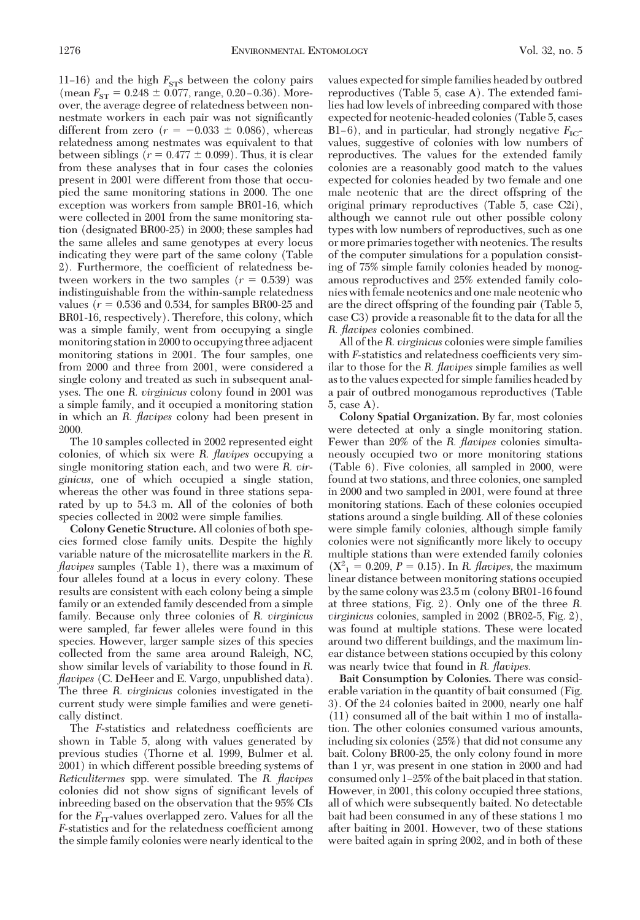11–16) and the high $F_{ST}$s between the colony pairs (mean $F_{ST} = 0.248 \pm 0.077$, range, 0.20–0.36). Moreover, the average degree of relatedness between nonnestmate workers in each pair was not significantly different from zero ($r = -0.033 \pm 0.086$), whereas relatedness among nestmates was equivalent to that between siblings ($r = 0.477 \pm 0.099$). Thus, it is clear from these analyses that in four cases the colonies present in 2001 were different from those that occupied the same monitoring stations in 2000. The one exception was workers from sample BR01-16, which were collected in 2001 from the same monitoring station (designated BR00-25) in 2000; these samples had the same alleles and same genotypes at every locus indicating they were part of the same colony (Table 2). Furthermore, the coefficient of relatedness between workers in the two samples ($r = 0.539$) was indistinguishable from the within-sample relatedness values ($r = 0.536$ and 0.534, for samples BR00-25 and BR01-16, respectively). Therefore, this colony, which was a simple family, went from occupying a single monitoring station in 2000 to occupying three adjacent monitoring stations in 2001. The four samples, one from 2000 and three from 2001, were considered a single colony and treated as such in subsequent analyses. The one *R. virginicus* colony found in 2001 was a simple family, and it occupied a monitoring station in which an *R. flavipes* colony had been present in 2000.

The 10 samples collected in 2002 represented eight colonies, of which six were *R. flavipes* occupying a single monitoring station each, and two were *R. virginicus*, one of which occupied a single station, whereas the other was found in three stations separated by up to 54.3 m. All of the colonies of both species collected in 2002 were simple families.

**Colony Genetic Structure.** All colonies of both species formed close family units. Despite the highly variable nature of the microsatellite markers in the *R. flavipes* samples (Table 1), there was a maximum of four alleles found at a locus in every colony. These results are consistent with each colony being a simple family or an extended family descended from a simple family. Because only three colonies of *R. virginicus* were sampled, far fewer alleles were found in this species. However, larger sample sizes of this species collected from the same area around Raleigh, NC, show similar levels of variability to those found in *R. flavipes* (C. DeHeer and E. Vargo, unpublished data). The three *R. virginicus* colonies investigated in the current study were simple families and were genetically distinct.

The *F*-statistics and relatedness coefficients are shown in Table 5, along with values generated by previous studies (Thorne et al. 1999, Bulmer et al. 2001) in which different possible breeding systems of *Reticulitermes* spp. were simulated. The *R. flavipes* colonies did not show signs of significant levels of inbreeding based on the observation that the 95% CIs for the $F_{IT}$-values overlapped zero. Values for all the *F*-statistics and for the relatedness coefficient among the simple family colonies were nearly identical to the values expected for simple families headed by outbred reproductives (Table 5, case A). The extended families had low levels of inbreeding compared with those expected for neotenic-headed colonies (Table 5, cases B1–6), and in particular, had strongly negative $F_{IC}$-values, suggestive of colonies with low numbers of reproductives. The values for the extended family colonies are a reasonably good match to the values expected for colonies headed by two female and one male neotenic that are the direct offspring of the original primary reproductives (Table 5, case C2i), although we cannot rule out other possible colony types with low numbers of reproductives, such as one or more primaries together with neotenics. The results of the computer simulations for a population consisting of 75% simple family colonies headed by monogamous reproductives and 25% extended family colonies with female neotenics and one male neotenic who are the direct offspring of the founding pair (Table 5, case C3) provide a reasonable fit to the data for all the *R. flavipes* colonies combined.

All of the *R. virginicus* colonies were simple families with *F*-statistics and relatedness coefficients very similar to those for the *R. flavipes* simple families as well as to the values expected for simple families headed by a pair of outbred monogamous reproductives (Table 5, case A).

**Colony Spatial Organization.** By far, most colonies were detected at only a single monitoring station. Fewer than 20% of the *R. flavipes* colonies simultaneously occupied two or more monitoring stations (Table 6). Five colonies, all sampled in 2000, were found at two stations, and three colonies, one sampled in 2000 and two sampled in 2001, were found at three monitoring stations. Each of these colonies occupied stations around a single building. All of these colonies were simple family colonies, although simple family colonies were not significantly more likely to occupy multiple stations than were extended family colonies ($X^2_1 = 0.209$, $P = 0.15$). In *R. flavipes*, the maximum linear distance between monitoring stations occupied by the same colony was 23.5 m (colony BR01-16 found at three stations, Fig. 2). Only one of the three *R. virginicus* colonies, sampled in 2002 (BR02-5, Fig. 2), was found at multiple stations. These were located around two different buildings, and the maximum linear distance between stations occupied by this colony was nearly twice that found in *R. flavipes.*

**Bait Consumption by Colonies.** There was considerable variation in the quantity of bait consumed (Fig. 3). Of the 24 colonies baited in 2000, nearly one half (11) consumed all of the bait within 1 mo of installation. The other colonies consumed various amounts, including six colonies (25%) that did not consume any bait. Colony BR00-25, the only colony found in more than 1 yr, was present in one station in 2000 and had consumed only 1–25% of the bait placed in that station. However, in 2001, this colony occupied three stations, all of which were subsequently baited. No detectable bait had been consumed in any of these stations 1 mo after baiting in 2001. However, two of these stations were baited again in spring 2002, and in both of these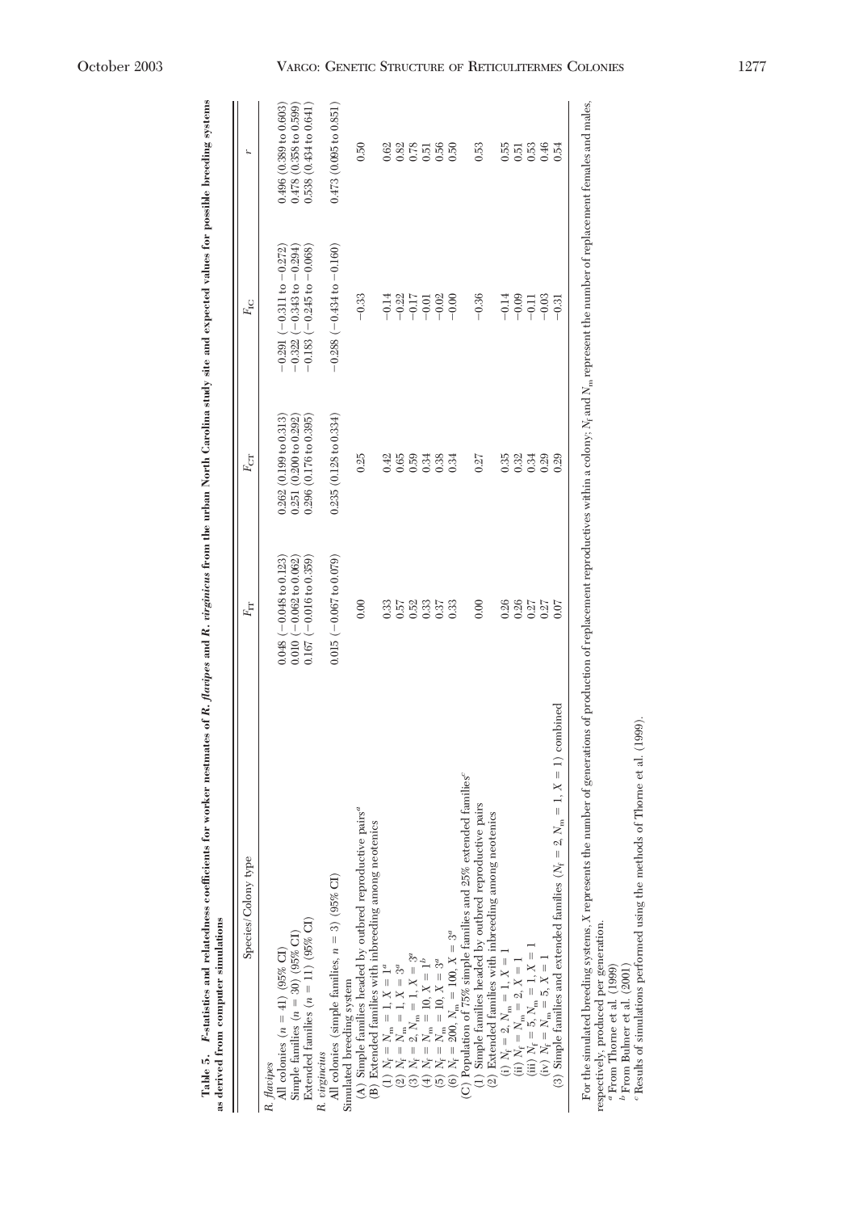**Table 5. *F*-statistics and relatedness coefficients for worker nestmates of *R. flavipes* and *R. virginicus* from the urban North Carolina study site and expected values for possible breeding systems as derived from computer simulations**

| Species/Colony type | $F_{IT}$ | $F_{CT}$ | $F_{IC}$ | $r$ |
|---|---|---|---|---|
| *R. flavipes* | | | | |
| All colonies ($n$ = 41) (95% CI) | 0.048 (−0.048 to 0.123) | 0.262 (0.199 to 0.313) | −0.291 (−0.311 to −0.272) | 0.496 (0.389 to 0.603) |
| Simple families ($n$ = 30) (95% CI) | 0.010 (−0.062 to 0.062) | 0.251 (0.200 to 0.292) | −0.322 (−0.343 to −0.294) | 0.478 (0.358 to 0.599) |
| Extended families ($n$ = 11) (95% CI) | 0.167 (−0.016 to 0.359) | 0.296 (0.176 to 0.395) | −0.183 (−0.245 to −0.068) | 0.538 (0.434 to 0.641) |
| *R. virginicus* | | | | |
| All colonies (simple families, $n$ = 3) (95% CI) | 0.015 (−0.067 to 0.079) | 0.235 (0.128 to 0.334) | −0.288 (−0.434 to −0.160) | 0.473 (0.095 to 0.851) |
| Simulated breeding system | | | | |
| (A) Simple families headed by outbred reproductive pairs[a] | 0.00 | 0.25 | −0.33 | 0.50 |
| (B) Extended families with inbreeding among neotenics | | | | |
| (1) $N_f = N_m = 1$, $X = 1$[a] | 0.33 | 0.42 | −0.14 | 0.62 |
| (2) $N_f = N_m = 1$, $X = 3$[a] | 0.57 | 0.65 | −0.22 | 0.82 |
| (3) $N_f = 2$, $N_m = 1$, $X = 3$[a] | 0.52 | 0.59 | −0.17 | 0.78 |
| (4) $N_f = N_m = 10$, $X = 1$[b] | 0.33 | 0.34 | −0.01 | 0.51 |
| (5) $N_f = N_m = 10$, $X = 3$[a] | 0.37 | 0.38 | −0.02 | 0.56 |
| (6) $N_f = 200$, $N_m = 100$, $X = 3$[a] | 0.33 | 0.34 | −0.00 | 0.50 |
| (C) Population of 75% simple families and 25% extended families[c] | | | | |
| (1) Simple families headed by outbred reproductive pairs | 0.00 | 0.27 | −0.36 | 0.53 |
| (2) Extended families with inbreeding among neotenics | | | | |
| (i) $N_f = 2$, $N_m = 1$, $X = 1$ | 0.26 | 0.35 | −0.14 | 0.55 |
| (ii) $N_f = N_m = 2$, $X = 1$ | 0.26 | 0.32 | −0.09 | 0.51 |
| (iii) $N_f = 5$, $N_m = 1$, $X = 1$ | 0.27 | 0.34 | −0.11 | 0.53 |
| (iv) $N_f = N_m = 5$, $X = 1$ | 0.27 | 0.29 | −0.03 | 0.46 |
| (3) Simple families and extended families ($N_f = 2$, $N_m = 1$, $X = 1$) combined | 0.07 | 0.29 | −0.31 | 0.54 |

For the simulated breeding systems, $X$ represents the number of generations of production of replacement reproductives within a colony; $N_f$ and $N_m$ represent the number of replacement females and males, respectively, produced per generation.

[a] From Thorne et al. (1999)

[b] From Bulmer et al. (2001)

[c] Results of simulations performed using the methods of Thorne et al. (1999).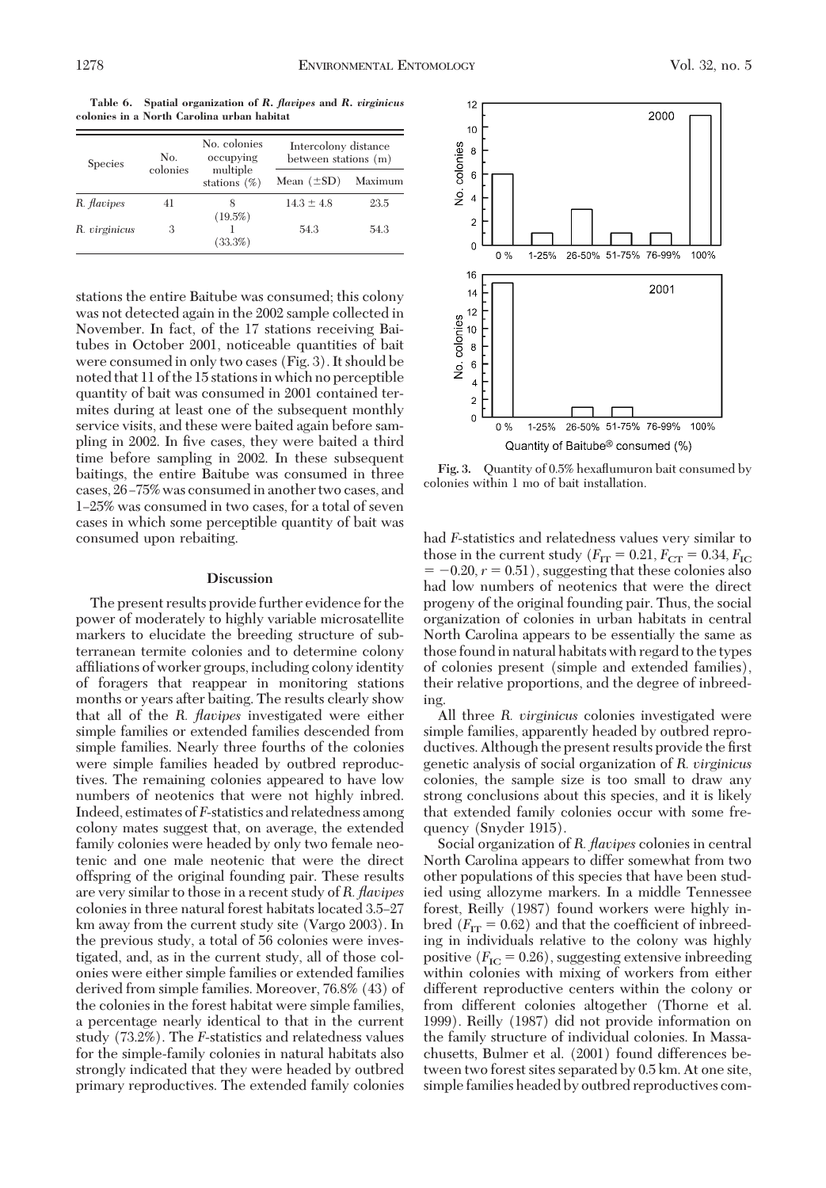**Table 6. Spatial organization of *R. flavipes* and *R. virginicus* colonies in a North Carolina urban habitat**

| Species | No. colonies | No. colonies occupying multiple stations (%) | Intercolony distance between stations (m) | |
|---|---|---|---|---|
| | | | Mean (±SD) | Maximum |
| *R. flavipes* | 41 | 8 (19.5%) | 14.3 ± 4.8 | 23.5 |
| *R. virginicus* | 3 | 1 (33.3%) | 54.3 | 54.3 |

stations the entire Baitube was consumed; this colony was not detected again in the 2002 sample collected in November. In fact, of the 17 stations receiving Baitubes in October 2001, noticeable quantities of bait were consumed in only two cases (Fig. 3). It should be noted that 11 of the 15 stations in which no perceptible quantity of bait was consumed in 2001 contained termites during at least one of the subsequent monthly service visits, and these were baited again before sampling in 2002. In five cases, they were baited a third time before sampling in 2002. In these subsequent baitings, the entire Baitube was consumed in three cases, 26–75% was consumed in another two cases, and 1–25% was consumed in two cases, for a total of seven cases in which some perceptible quantity of bait was consumed upon rebaiting.

**Fig. 3.** Quantity of 0.5% hexaflumuron bait consumed by colonies within 1 mo of bait installation.

## Discussion

The present results provide further evidence for the power of moderately to highly variable microsatellite markers to elucidate the breeding structure of subterranean termite colonies and to determine colony affiliations of worker groups, including colony identity of foragers that reappear in monitoring stations months or years after baiting. The results clearly show that all of the *R. flavipes* investigated were either simple families or extended families descended from simple families. Nearly three fourths of the colonies were simple families headed by outbred reproductives. The remaining colonies appeared to have low numbers of neotenics that were not highly inbred. Indeed, estimates of *F*-statistics and relatedness among colony mates suggest that, on average, the extended family colonies were headed by only two female neotenic and one male neotenic that were the direct offspring of the original founding pair. These results are very similar to those in a recent study of *R. flavipes* colonies in three natural forest habitats located 3.5–27 km away from the current study site (Vargo 2003). In the previous study, a total of 56 colonies were investigated, and, as in the current study, all of those colonies were either simple families or extended families derived from simple families. Moreover, 76.8% (43) of the colonies in the forest habitat were simple families, a percentage nearly identical to that in the current study (73.2%). The *F*-statistics and relatedness values for the simple-family colonies in natural habitats also strongly indicated that they were headed by outbred primary reproductives. The extended family colonies had *F*-statistics and relatedness values very similar to those in the current study ($F_{IT} = 0.21$, $F_{CT} = 0.34$, $F_{IC} = -0.20$, $r = 0.51$), suggesting that these colonies also had low numbers of neotenics that were the direct progeny of the original founding pair. Thus, the social organization of colonies in urban habitats in central North Carolina appears to be essentially the same as those found in natural habitats with regard to the types of colonies present (simple and extended families), their relative proportions, and the degree of inbreeding.

All three *R. virginicus* colonies investigated were simple families, apparently headed by outbred reproductives. Although the present results provide the first genetic analysis of social organization of *R. virginicus* colonies, the sample size is too small to draw any strong conclusions about this species, and it is likely that extended family colonies occur with some frequency (Snyder 1915).

Social organization of *R. flavipes* colonies in central North Carolina appears to differ somewhat from two other populations of this species that have been studied using allozyme markers. In a middle Tennessee forest, Reilly (1987) found workers were highly inbred ($F_{IT} = 0.62$) and that the coefficient of inbreeding in individuals relative to the colony was highly positive ($F_{IC} = 0.26$), suggesting extensive inbreeding within colonies with mixing of workers from either different reproductive centers within the colony or from different colonies altogether (Thorne et al. 1999). Reilly (1987) did not provide information on the family structure of individual colonies. In Massachusetts, Bulmer et al. (2001) found differences between two forest sites separated by 0.5 km. At one site, simple families headed by outbred reproductives com-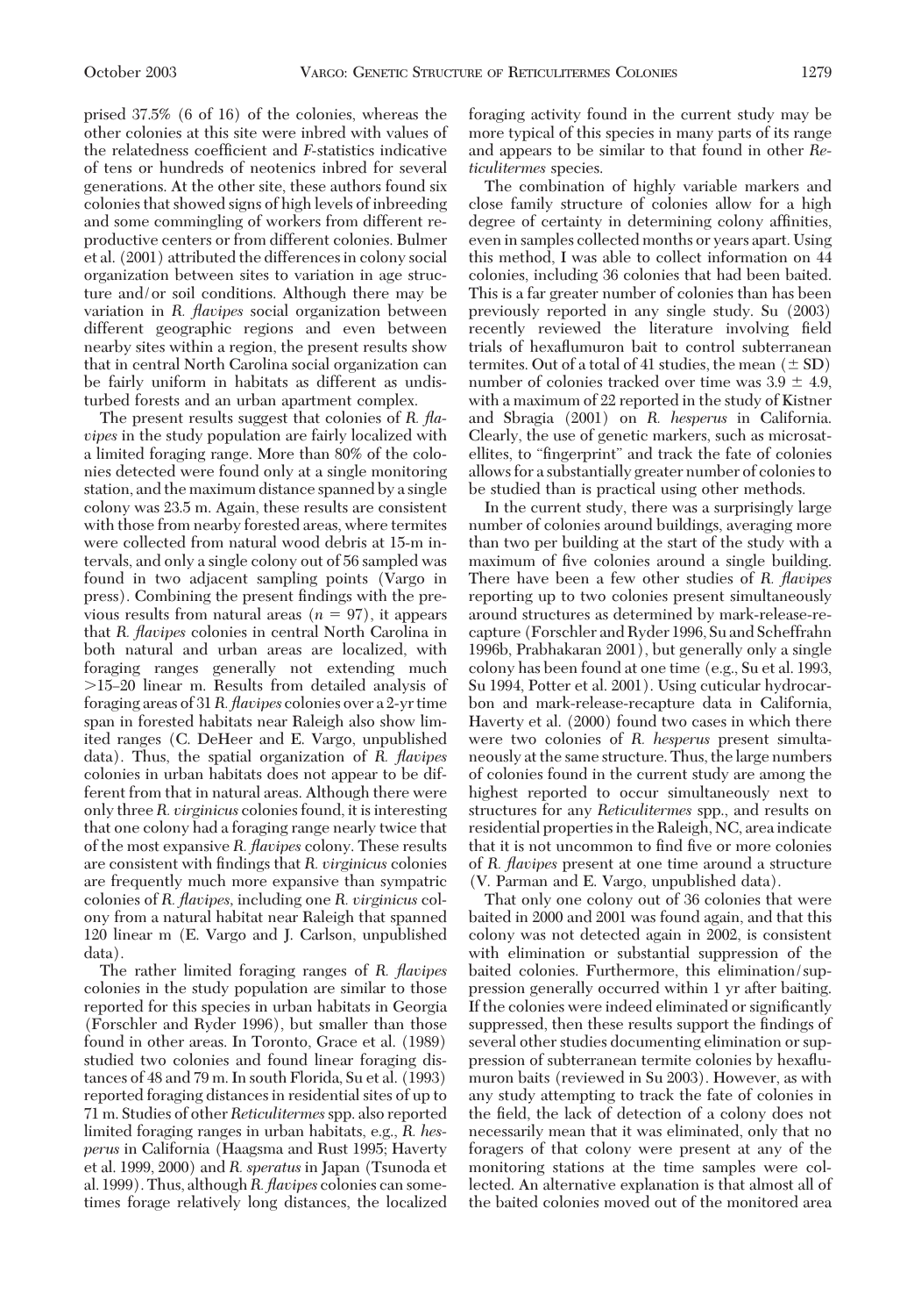prised 37.5% (6 of 16) of the colonies, whereas the other colonies at this site were inbred with values of the relatedness coefficient and *F*-statistics indicative of tens or hundreds of neotenics inbred for several generations. At the other site, these authors found six colonies that showed signs of high levels of inbreeding and some commingling of workers from different reproductive centers or from different colonies. Bulmer et al. (2001) attributed the differences in colony social organization between sites to variation in age structure and/or soil conditions. Although there may be variation in *R. flavipes* social organization between different geographic regions and even between nearby sites within a region, the present results show that in central North Carolina social organization can be fairly uniform in habitats as different as undisturbed forests and an urban apartment complex.

The present results suggest that colonies of *R. flavipes* in the study population are fairly localized with a limited foraging range. More than 80% of the colonies detected were found only at a single monitoring station, and the maximum distance spanned by a single colony was 23.5 m. Again, these results are consistent with those from nearby forested areas, where termites were collected from natural wood debris at 15-m intervals, and only a single colony out of 56 sampled was found in two adjacent sampling points (Vargo in press). Combining the present findings with the previous results from natural areas ($n = 97$), it appears that *R. flavipes* colonies in central North Carolina in both natural and urban areas are localized, with foraging ranges generally not extending much >15–20 linear m. Results from detailed analysis of foraging areas of 31 *R. flavipes* colonies over a 2-yr time span in forested habitats near Raleigh also show limited ranges (C. DeHeer and E. Vargo, unpublished data). Thus, the spatial organization of *R. flavipes* colonies in urban habitats does not appear to be different from that in natural areas. Although there were only three *R. virginicus* colonies found, it is interesting that one colony had a foraging range nearly twice that of the most expansive *R. flavipes* colony. These results are consistent with findings that *R. virginicus* colonies are frequently much more expansive than sympatric colonies of *R. flavipes*, including one *R. virginicus* colony from a natural habitat near Raleigh that spanned 120 linear m (E. Vargo and J. Carlson, unpublished data).

The rather limited foraging ranges of *R. flavipes* colonies in the study population are similar to those reported for this species in urban habitats in Georgia (Forschler and Ryder 1996), but smaller than those found in other areas. In Toronto, Grace et al. (1989) studied two colonies and found linear foraging distances of 48 and 79 m. In south Florida, Su et al. (1993) reported foraging distances in residential sites of up to 71 m. Studies of other *Reticulitermes* spp. also reported limited foraging ranges in urban habitats, e.g., *R. hesperus* in California (Haagsma and Rust 1995; Haverty et al. 1999, 2000) and *R. speratus* in Japan (Tsunoda et al. 1999). Thus, although *R. flavipes* colonies can sometimes forage relatively long distances, the localized foraging activity found in the current study may be more typical of this species in many parts of its range and appears to be similar to that found in other *Reticulitermes* species.

The combination of highly variable markers and close family structure of colonies allow for a high degree of certainty in determining colony affinities, even in samples collected months or years apart. Using this method, I was able to collect information on 44 colonies, including 36 colonies that had been baited. This is a far greater number of colonies than has been previously reported in any single study. Su (2003) recently reviewed the literature involving field trials of hexaflumuron bait to control subterranean termites. Out of a total of 41 studies, the mean ($\pm$ SD) number of colonies tracked over time was $3.9 \pm 4.9$, with a maximum of 22 reported in the study of Kistner and Sbragia (2001) on *R. hesperus* in California. Clearly, the use of genetic markers, such as microsatellites, to "fingerprint" and track the fate of colonies allows for a substantially greater number of colonies to be studied than is practical using other methods.

In the current study, there was a surprisingly large number of colonies around buildings, averaging more than two per building at the start of the study with a maximum of five colonies around a single building. There have been a few other studies of *R. flavipes* reporting up to two colonies present simultaneously around structures as determined by mark-release-recapture (Forschler and Ryder 1996, Su and Scheffrahn 1996b, Prabhakaran 2001), but generally only a single colony has been found at one time (e.g., Su et al. 1993, Su 1994, Potter et al. 2001). Using cuticular hydrocarbon and mark-release-recapture data in California, Haverty et al. (2000) found two cases in which there were two colonies of *R. hesperus* present simultaneously at the same structure. Thus, the large numbers of colonies found in the current study are among the highest reported to occur simultaneously next to structures for any *Reticulitermes* spp., and results on residential properties in the Raleigh, NC, area indicate that it is not uncommon to find five or more colonies of *R. flavipes* present at one time around a structure (V. Parman and E. Vargo, unpublished data).

That only one colony out of 36 colonies that were baited in 2000 and 2001 was found again, and that this colony was not detected again in 2002, is consistent with elimination or substantial suppression of the baited colonies. Furthermore, this elimination/suppression generally occurred within 1 yr after baiting. If the colonies were indeed eliminated or significantly suppressed, then these results support the findings of several other studies documenting elimination or suppression of subterranean termite colonies by hexaflumuron baits (reviewed in Su 2003). However, as with any study attempting to track the fate of colonies in the field, the lack of detection of a colony does not necessarily mean that it was eliminated, only that no foragers of that colony were present at any of the monitoring stations at the time samples were collected. An alternative explanation is that almost all of the baited colonies moved out of the monitored area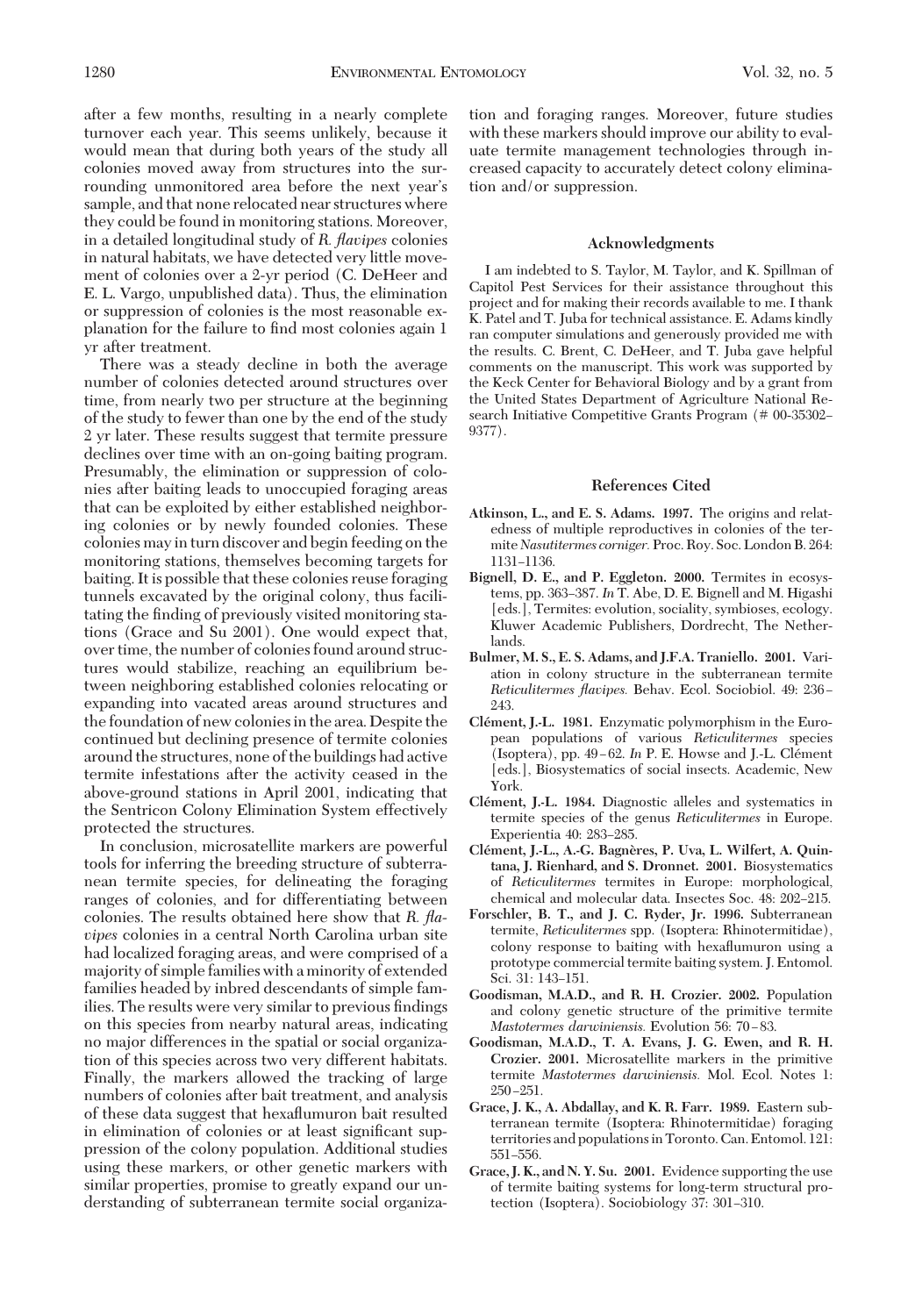after a few months, resulting in a nearly complete turnover each year. This seems unlikely, because it would mean that during both years of the study all colonies moved away from structures into the surrounding unmonitored area before the next year's sample, and that none relocated near structures where they could be found in monitoring stations. Moreover, in a detailed longitudinal study of *R. flavipes* colonies in natural habitats, we have detected very little movement of colonies over a 2-yr period (C. DeHeer and E. L. Vargo, unpublished data). Thus, the elimination or suppression of colonies is the most reasonable explanation for the failure to find most colonies again 1 yr after treatment.

There was a steady decline in both the average number of colonies detected around structures over time, from nearly two per structure at the beginning of the study to fewer than one by the end of the study 2 yr later. These results suggest that termite pressure declines over time with an on-going baiting program. Presumably, the elimination or suppression of colonies after baiting leads to unoccupied foraging areas that can be exploited by either established neighboring colonies or by newly founded colonies. These colonies may in turn discover and begin feeding on the monitoring stations, themselves becoming targets for baiting. It is possible that these colonies reuse foraging tunnels excavated by the original colony, thus facilitating the finding of previously visited monitoring stations (Grace and Su 2001). One would expect that, over time, the number of colonies found around structures would stabilize, reaching an equilibrium between neighboring established colonies relocating or expanding into vacated areas around structures and the foundation of new colonies in the area. Despite the continued but declining presence of termite colonies around the structures, none of the buildings had active termite infestations after the activity ceased in the above-ground stations in April 2001, indicating that the Sentricon Colony Elimination System effectively protected the structures.

In conclusion, microsatellite markers are powerful tools for inferring the breeding structure of subterranean termite species, for delineating the foraging ranges of colonies, and for differentiating between colonies. The results obtained here show that *R. flavipes* colonies in a central North Carolina urban site had localized foraging areas, and were comprised of a majority of simple families with a minority of extended families headed by inbred descendants of simple families. The results were very similar to previous findings on this species from nearby natural areas, indicating no major differences in the spatial or social organization of this species across two very different habitats. Finally, the markers allowed the tracking of large numbers of colonies after bait treatment, and analysis of these data suggest that hexaflumuron bait resulted in elimination of colonies or at least significant suppression of the colony population. Additional studies using these markers, or other genetic markers with similar properties, promise to greatly expand our understanding of subterranean termite social organization and foraging ranges. Moreover, future studies with these markers should improve our ability to evaluate termite management technologies through increased capacity to accurately detect colony elimination and/or suppression.

## Acknowledgments

I am indebted to S. Taylor, M. Taylor, and K. Spillman of Capitol Pest Services for their assistance throughout this project and for making their records available to me. I thank K. Patel and T. Juba for technical assistance. E. Adams kindly ran computer simulations and generously provided me with the results. C. Brent, C. DeHeer, and T. Juba gave helpful comments on the manuscript. This work was supported by the Keck Center for Behavioral Biology and by a grant from the United States Department of Agriculture National Research Initiative Competitive Grants Program (# 00-35302–9377).

## References Cited

**Atkinson, L., and E. S. Adams. 1997.** The origins and relatedness of multiple reproductives in colonies of the termite *Nasutitermes corniger.* Proc. Roy. Soc. London B. 264: 1131–1136.

**Bignell, D. E., and P. Eggleton. 2000.** Termites in ecosystems, pp. 363–387. *In* T. Abe, D. E. Bignell and M. Higashi [eds.], Termites: evolution, sociality, symbioses, ecology. Kluwer Academic Publishers, Dordrecht, The Netherlands.

**Bulmer, M. S., E. S. Adams, and J.F.A. Traniello. 2001.** Variation in colony structure in the subterranean termite *Reticulitermes flavipes.* Behav. Ecol. Sociobiol. 49: 236–243.

**Clément, J.-L. 1981.** Enzymatic polymorphism in the European populations of various *Reticulitermes* species (Isoptera), pp. 49–62. *In* P. E. Howse and J.-L. Clément [eds.], Biosystematics of social insects. Academic, New York.

**Clément, J.-L. 1984.** Diagnostic alleles and systematics in termite species of the genus *Reticulitermes* in Europe. Experientia 40: 283–285.

**Clément, J.-L., A.-G. Bagnères, P. Uva, L. Wilfert, A. Quintana, J. Rienhard, and S. Dronnet. 2001.** Biosystematics of *Reticulitermes* termites in Europe: morphological, chemical and molecular data. Insectes Soc. 48: 202–215.

**Forschler, B. T., and J. C. Ryder, Jr. 1996.** Subterranean termite, *Reticulitermes* spp. (Isoptera: Rhinotermitidae), colony response to baiting with hexaflumuron using a prototype commercial termite baiting system. J. Entomol. Sci. 31: 143–151.

**Goodisman, M.A.D., and R. H. Crozier. 2002.** Population and colony genetic structure of the primitive termite *Mastotermes darwiniensis.* Evolution 56: 70–83.

**Goodisman, M.A.D., T. A. Evans, J. G. Ewen, and R. H. Crozier. 2001.** Microsatellite markers in the primitive termite *Mastotermes darwiniensis.* Mol. Ecol. Notes 1: 250–251.

**Grace, J. K., A. Abdallay, and K. R. Farr. 1989.** Eastern subterranean termite (Isoptera: Rhinotermitidae) foraging territories and populations in Toronto. Can. Entomol. 121: 551–556.

**Grace, J. K., and N. Y. Su. 2001.** Evidence supporting the use of termite baiting systems for long-term structural protection (Isoptera). Sociobiology 37: 301–310.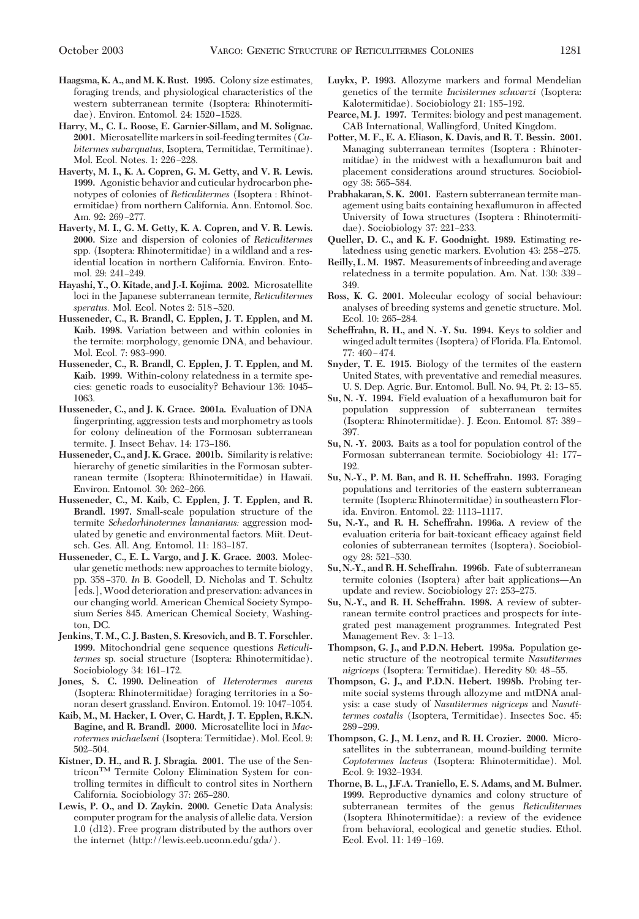**Haagsma, K. A., and M. K. Rust. 1995.** Colony size estimates, foraging trends, and physiological characteristics of the western subterranean termite (Isoptera: Rhinotermitidae). Environ. Entomol. 24: 1520–1528.

**Harry, M., C. L. Roose, E. Garnier-Sillam, and M. Solignac. 2001.** Microsatellite markers in soil-feeding termites (*Cubitermes subarquatus*, Isoptera, Termitidae, Termitinae). Mol. Ecol. Notes. 1: 226–228.

**Haverty, M. I., K. A. Copren, G. M. Getty, and V. R. Lewis. 1999.** Agonistic behavior and cuticular hydrocarbon phenotypes of colonies of *Reticulitermes* (Isoptera : Rhinotermitidae) from northern California. Ann. Entomol. Soc. Am. 92: 269–277.

**Haverty, M. I., G. M. Getty, K. A. Copren, and V. R. Lewis. 2000.** Size and dispersion of colonies of *Reticulitermes* spp. (Isoptera: Rhinotermitidae) in a wildland and a residential location in northern California. Environ. Entomol. 29: 241–249.

**Hayashi, Y., O. Kitade, and J.-I. Kojima. 2002.** Microsatellite loci in the Japanese subterranean termite, *Reticulitermes speratus.* Mol. Ecol. Notes 2: 518–520.

**Husseneder, C., R. Brandl, C. Epplen, J. T. Epplen, and M. Kaib. 1998.** Variation between and within colonies in the termite: morphology, genomic DNA, and behaviour. Mol. Ecol. 7: 983–990.

**Husseneder, C., R. Brandl, C. Epplen, J. T. Epplen, and M. Kaib. 1999.** Within-colony relatedness in a termite species: genetic roads to eusociality? Behaviour 136: 1045–1063.

**Husseneder, C., and J. K. Grace. 2001a.** Evaluation of DNA fingerprinting, aggression tests and morphometry as tools for colony delineation of the Formosan subterranean termite. J. Insect Behav. 14: 173–186.

**Husseneder, C., and J. K. Grace. 2001b.** Similarity is relative: hierarchy of genetic similarities in the Formosan subterranean termite (Isoptera: Rhinotermitidae) in Hawaii. Environ. Entomol. 30: 262–266.

**Husseneder, C., M. Kaib, C. Epplen, J. T. Epplen, and R. Brandl. 1997.** Small-scale population structure of the termite *Schedorhinotermes lamanianus:* aggression modulated by genetic and environmental factors. Mitt. Deutsch. Ges. All. Ang. Entomol. 11: 183–187.

**Husseneder, C., E. L. Vargo, and J. K. Grace. 2003.** Molecular genetic methods: new approaches to termite biology, pp. 358–370. *In* B. Goodell, D. Nicholas and T. Schultz [eds.], Wood deterioration and preservation: advances in our changing world. American Chemical Society Symposium Series 845. American Chemical Society, Washington, DC.

**Jenkins, T. M., C. J. Basten, S. Kresovich, and B. T. Forschler. 1999.** Mitochondrial gene sequence questions *Reticulitermes* sp. social structure (Isoptera: Rhinotermitidae). Sociobiology 34: 161–172.

**Jones, S. C. 1990.** Delineation of *Heterotermes aureus* (Isoptera: Rhinotermitidae) foraging territories in a Sonoran desert grassland. Environ. Entomol. 19: 1047–1054.

**Kaib, M., M. Hacker, I. Over, C. Hardt, J. T. Epplen, R.K.N. Bagine, and R. Brandl. 2000.** Microsatellite loci in *Macrotermes michaelseni* (Isoptera: Termitidae). Mol. Ecol. 9: 502–504.

**Kistner, D. H., and R. J. Sbragia. 2001.** The use of the Sentricon™ Termite Colony Elimination System for controlling termites in difficult to control sites in Northern California. Sociobiology 37: 265–280.

**Lewis, P. O., and D. Zaykin. 2000.** Genetic Data Analysis: computer program for the analysis of allelic data. Version 1.0 (d12). Free program distributed by the authors over the internet (http://lewis.eeb.uconn.edu/gda/).

**Luykx, P. 1993.** Allozyme markers and formal Mendelian genetics of the termite *Incisitermes schwarzi* (Isoptera: Kalotermitidae). Sociobiology 21: 185–192.

**Pearce, M. J. 1997.** Termites: biology and pest management. CAB International, Wallingford, United Kingdom.

**Potter, M. F., E. A. Eliason, K. Davis, and R. T. Bessin. 2001.** Managing subterranean termites (Isoptera : Rhinotermitidae) in the midwest with a hexaflumuron bait and placement considerations around structures. Sociobiology 38: 565–584.

**Prabhakaran, S. K. 2001.** Eastern subterranean termite management using baits containing hexaflumuron in affected University of Iowa structures (Isoptera : Rhinotermitidae). Sociobiology 37: 221–233.

**Queller, D. C., and K. F. Goodnight. 1989.** Estimating relatedness using genetic markers. Evolution 43: 258–275.

**Reilly, L. M. 1987.** Measurements of inbreeding and average relatedness in a termite population. Am. Nat. 130: 339–349.

**Ross, K. G. 2001.** Molecular ecology of social behaviour: analyses of breeding systems and genetic structure. Mol. Ecol. 10: 265–284.

**Scheffrahn, R. H., and N. -Y. Su. 1994.** Keys to soldier and winged adult termites (Isoptera) of Florida. Fla. Entomol. 77: 460–474.

**Snyder, T. E. 1915.** Biology of the termites of the eastern United States, with preventative and remedial measures. U. S. Dep. Agric. Bur. Entomol. Bull. No. 94, Pt. 2: 13–85.

**Su, N. -Y. 1994.** Field evaluation of a hexaflumuron bait for population suppression of subterranean termites (Isoptera: Rhinotermitidae). J. Econ. Entomol. 87: 389–397.

**Su, N. -Y. 2003.** Baits as a tool for population control of the Formosan subterranean termite. Sociobiology 41: 177–192.

**Su, N.-Y., P. M. Ban, and R. H. Scheffrahn. 1993.** Foraging populations and territories of the eastern subterranean termite (Isoptera: Rhinotermitidae) in southeastern Florida. Environ. Entomol. 22: 1113–1117.

**Su, N.-Y., and R. H. Scheffrahn. 1996a.** A review of the evaluation criteria for bait-toxicant efficacy against field colonies of subterranean termites (Isoptera). Sociobiology 28: 521–530.

**Su, N.-Y., and R. H. Scheffrahn. 1996b.** Fate of subterranean termite colonies (Isoptera) after bait applications—An update and review. Sociobiology 27: 253–275.

**Su, N.-Y., and R. H. Scheffrahn. 1998.** A review of subterranean termite control practices and prospects for integrated pest management programmes. Integrated Pest Management Rev. 3: 1–13.

**Thompson, G. J., and P.D.N. Hebert. 1998a.** Population genetic structure of the neotropical termite *Nasutitermes nigriceps* (Isoptera: Termitidae). Heredity 80: 48–55.

**Thompson, G. J., and P.D.N. Hebert. 1998b.** Probing termite social systems through allozyme and mtDNA analysis: a case study of *Nasutitermes nigriceps* and *Nasutitermes costalis* (Isoptera, Termitidae). Insectes Soc. 45: 289–299.

**Thompson, G. J., M. Lenz, and R. H. Crozier. 2000.** Microsatellites in the subterranean, mound-building termite *Coptotermes lacteus* (Isoptera: Rhinotermitidae). Mol. Ecol. 9: 1932–1934.

**Thorne, B. L., J.F.A. Traniello, E. S. Adams, and M. Bulmer. 1999.** Reproductive dynamics and colony structure of subterranean termites of the genus *Reticulitermes* (Isoptera Rhinotermitidae): a review of the evidence from behavioral, ecological and genetic studies. Ethol. Ecol. Evol. 11: 149–169.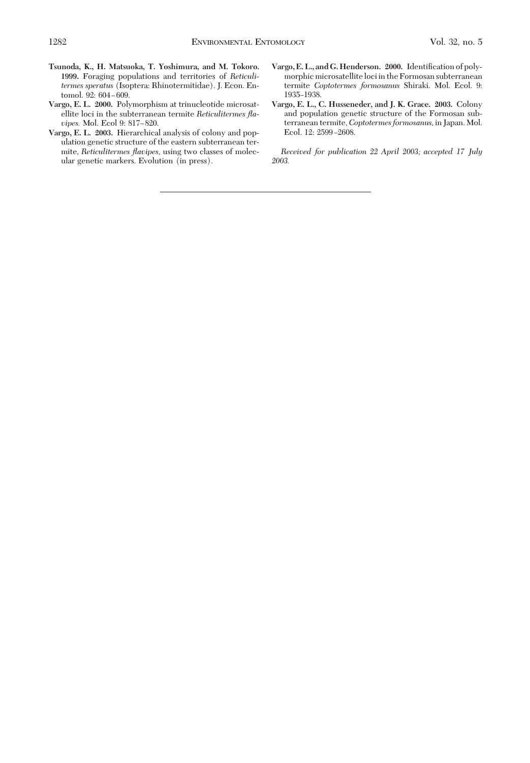**Tsunoda, K., H. Matsuoka, T. Yoshimura, and M. Tokoro. 1999.** Foraging populations and territories of *Reticulitermes speratus* (Isoptera: Rhinotermitidae). J. Econ. Entomol. 92: 604–609.

**Vargo, E. L. 2000.** Polymorphism at trinucleotide microsatellite loci in the subterranean termite *Reticulitermes flavipes.* Mol. Ecol 9: 817–820.

**Vargo, E. L. 2003.** Hierarchical analysis of colony and population genetic structure of the eastern subterranean termite, *Reticulitermes flavipes,* using two classes of molecular genetic markers. Evolution (in press).

**Vargo, E. L., and G. Henderson. 2000.** Identification of polymorphic microsatellite loci in the Formosan subterranean termite *Coptotermes formosanus* Shiraki. Mol. Ecol. 9: 1935–1938.

**Vargo, E. L., C. Husseneder, and J. K. Grace. 2003.** Colony and population genetic structure of the Formosan subterranean termite, *Coptotermes formosanus,* in Japan. Mol. Ecol. 12: 2599–2608.

*Received for publication 22 April 2003; accepted 17 July 2003.*